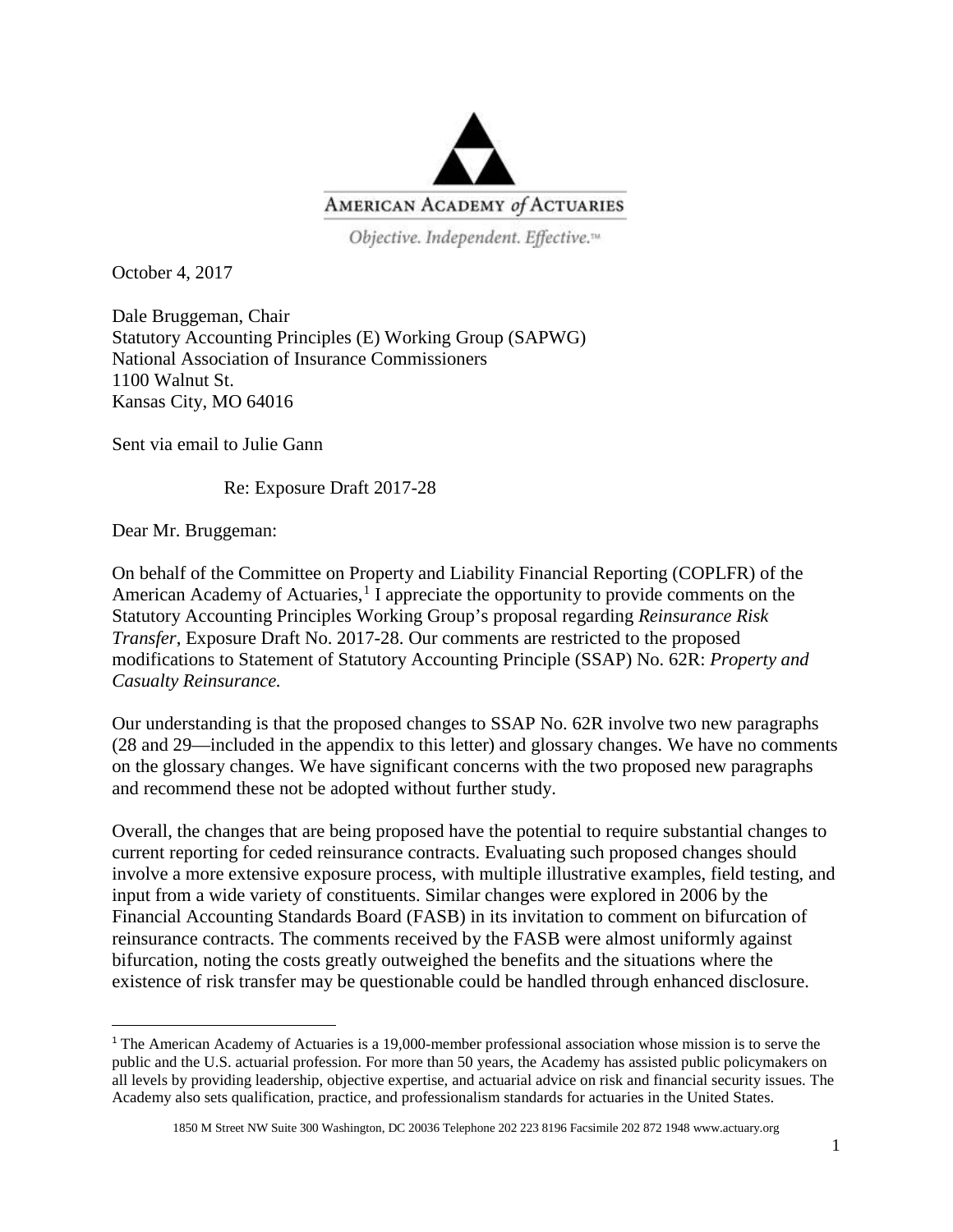AMERICAN ACADEMY *of* ACTUARIES

*Objective. Independent. Effective.*™

October 4, 2017

Dale Bruggeman, Chair
Statutory Accounting Principles (E) Working Group (SAPWG)
National Association of Insurance Commissioners
1100 Walnut St.
Kansas City, MO 64016

Sent via email to Julie Gann

Re: Exposure Draft 2017-28

Dear Mr. Bruggeman:

On behalf of the Committee on Property and Liability Financial Reporting (COPLFR) of the American Academy of Actuaries,[1] I appreciate the opportunity to provide comments on the Statutory Accounting Principles Working Group's proposal regarding *Reinsurance Risk Transfer*, Exposure Draft No. 2017-28. Our comments are restricted to the proposed modifications to Statement of Statutory Accounting Principle (SSAP) No. 62R: *Property and Casualty Reinsurance.*

Our understanding is that the proposed changes to SSAP No. 62R involve two new paragraphs (28 and 29—included in the appendix to this letter) and glossary changes. We have no comments on the glossary changes. We have significant concerns with the two proposed new paragraphs and recommend these not be adopted without further study.

Overall, the changes that are being proposed have the potential to require substantial changes to current reporting for ceded reinsurance contracts. Evaluating such proposed changes should involve a more extensive exposure process, with multiple illustrative examples, field testing, and input from a wide variety of constituents. Similar changes were explored in 2006 by the Financial Accounting Standards Board (FASB) in its invitation to comment on bifurcation of reinsurance contracts. The comments received by the FASB were almost uniformly against bifurcation, noting the costs greatly outweighed the benefits and the situations where the existence of risk transfer may be questionable could be handled through enhanced disclosure.

[1] The American Academy of Actuaries is a 19,000-member professional association whose mission is to serve the public and the U.S. actuarial profession. For more than 50 years, the Academy has assisted public policymakers on all levels by providing leadership, objective expertise, and actuarial advice on risk and financial security issues. The Academy also sets qualification, practice, and professionalism standards for actuaries in the United States.

1850 M Street NW Suite 300 Washington, DC 20036 Telephone 202 223 8196 Facsimile 202 872 1948 www.actuary.org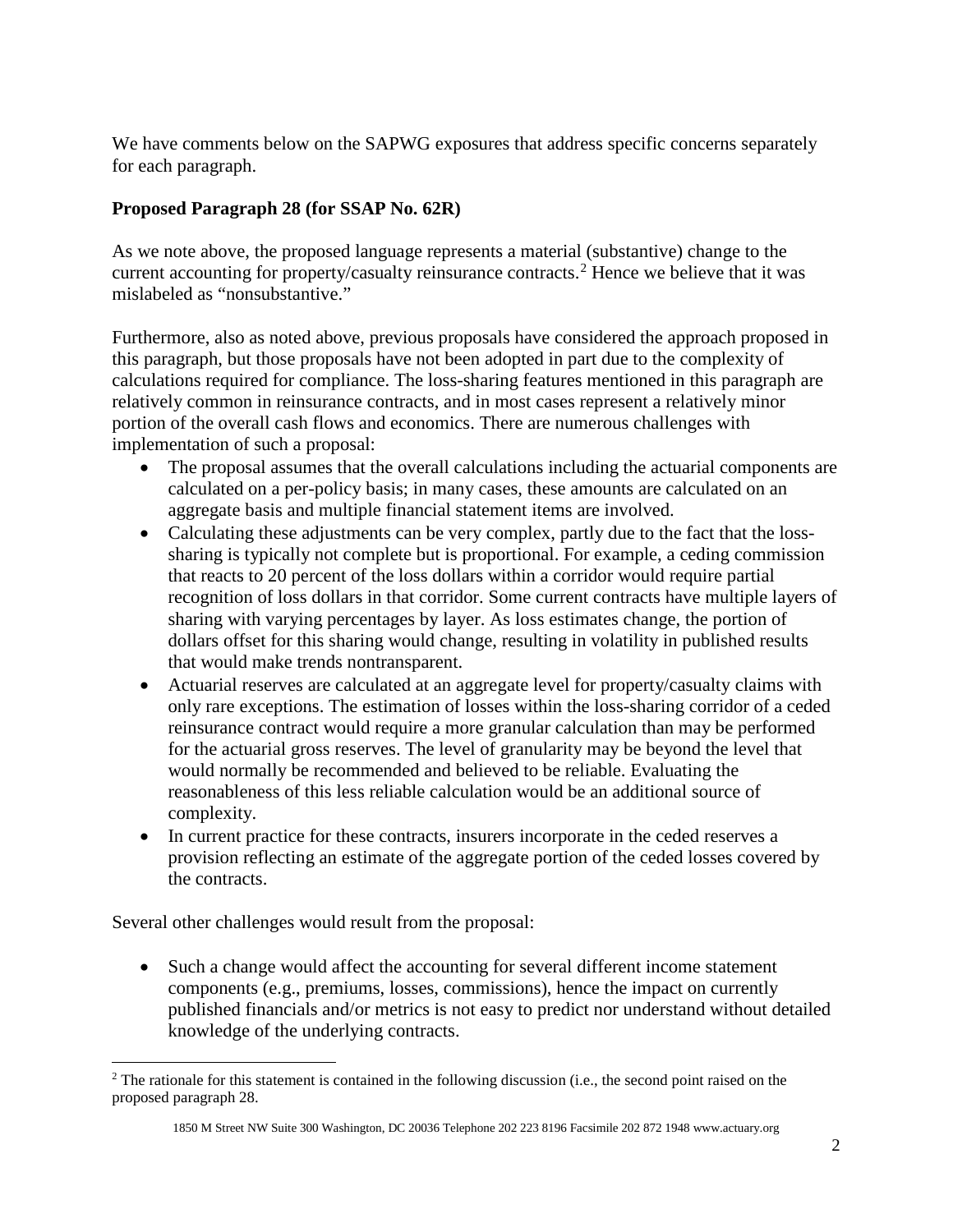We have comments below on the SAPWG exposures that address specific concerns separately for each paragraph.

**Proposed Paragraph 28 (for SSAP No. 62R)**

As we note above, the proposed language represents a material (substantive) change to the current accounting for property/casualty reinsurance contracts.[2] Hence we believe that it was mislabeled as "nonsubstantive."

Furthermore, also as noted above, previous proposals have considered the approach proposed in this paragraph, but those proposals have not been adopted in part due to the complexity of calculations required for compliance. The loss-sharing features mentioned in this paragraph are relatively common in reinsurance contracts, and in most cases represent a relatively minor portion of the overall cash flows and economics. There are numerous challenges with implementation of such a proposal:

- The proposal assumes that the overall calculations including the actuarial components are calculated on a per-policy basis; in many cases, these amounts are calculated on an aggregate basis and multiple financial statement items are involved.
- Calculating these adjustments can be very complex, partly due to the fact that the loss-sharing is typically not complete but is proportional. For example, a ceding commission that reacts to 20 percent of the loss dollars within a corridor would require partial recognition of loss dollars in that corridor. Some current contracts have multiple layers of sharing with varying percentages by layer. As loss estimates change, the portion of dollars offset for this sharing would change, resulting in volatility in published results that would make trends nontransparent.
- Actuarial reserves are calculated at an aggregate level for property/casualty claims with only rare exceptions. The estimation of losses within the loss-sharing corridor of a ceded reinsurance contract would require a more granular calculation than may be performed for the actuarial gross reserves. The level of granularity may be beyond the level that would normally be recommended and believed to be reliable. Evaluating the reasonableness of this less reliable calculation would be an additional source of complexity.
- In current practice for these contracts, insurers incorporate in the ceded reserves a provision reflecting an estimate of the aggregate portion of the ceded losses covered by the contracts.

Several other challenges would result from the proposal:

- Such a change would affect the accounting for several different income statement components (e.g., premiums, losses, commissions), hence the impact on currently published financials and/or metrics is not easy to predict nor understand without detailed knowledge of the underlying contracts.

[2] The rationale for this statement is contained in the following discussion (i.e., the second point raised on the proposed paragraph 28.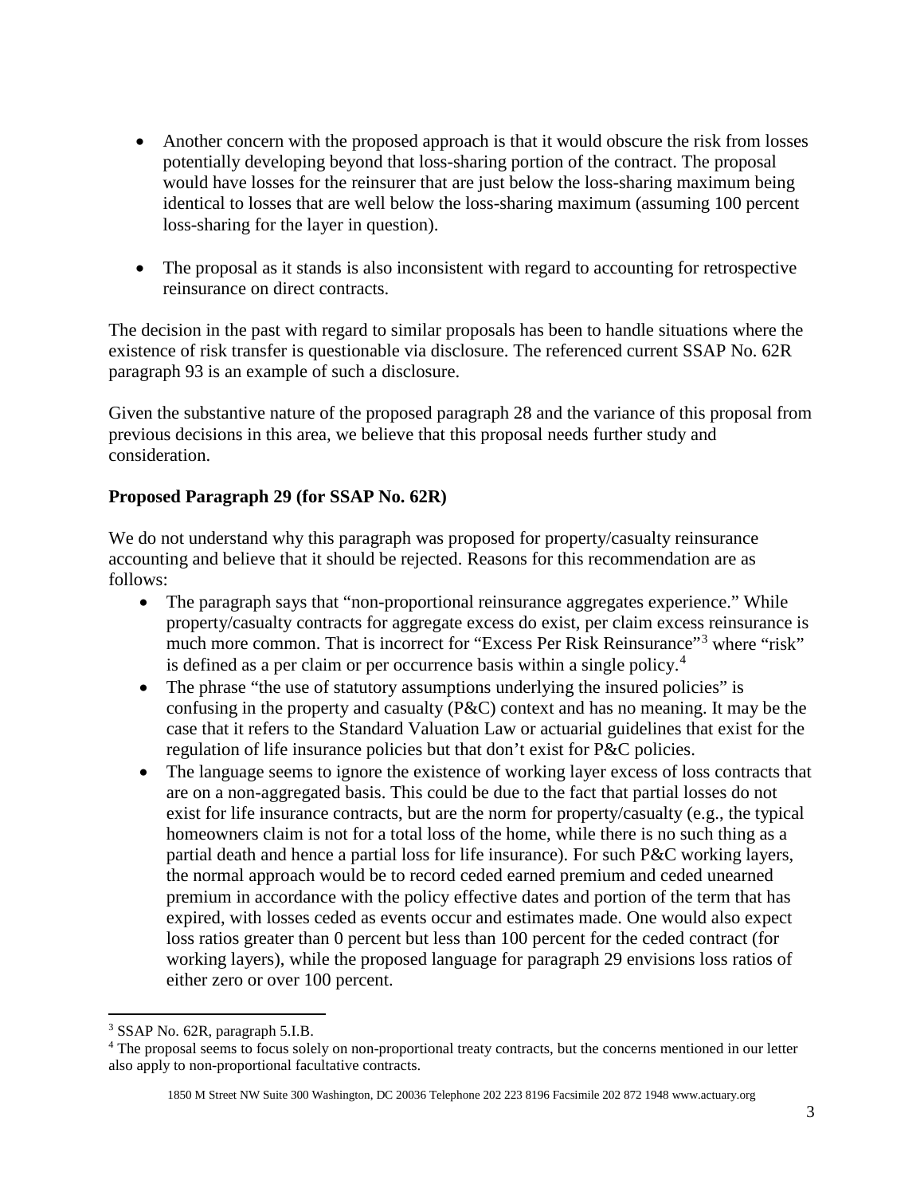- Another concern with the proposed approach is that it would obscure the risk from losses potentially developing beyond that loss-sharing portion of the contract. The proposal would have losses for the reinsurer that are just below the loss-sharing maximum being identical to losses that are well below the loss-sharing maximum (assuming 100 percent loss-sharing for the layer in question).
- The proposal as it stands is also inconsistent with regard to accounting for retrospective reinsurance on direct contracts.

The decision in the past with regard to similar proposals has been to handle situations where the existence of risk transfer is questionable via disclosure. The referenced current SSAP No. 62R paragraph 93 is an example of such a disclosure.

Given the substantive nature of the proposed paragraph 28 and the variance of this proposal from previous decisions in this area, we believe that this proposal needs further study and consideration.

**Proposed Paragraph 29 (for SSAP No. 62R)**

We do not understand why this paragraph was proposed for property/casualty reinsurance accounting and believe that it should be rejected. Reasons for this recommendation are as follows:

- The paragraph says that "non-proportional reinsurance aggregates experience." While property/casualty contracts for aggregate excess do exist, per claim excess reinsurance is much more common. That is incorrect for "Excess Per Risk Reinsurance"[3] where "risk" is defined as a per claim or per occurrence basis within a single policy.[4]
- The phrase "the use of statutory assumptions underlying the insured policies" is confusing in the property and casualty (P&C) context and has no meaning. It may be the case that it refers to the Standard Valuation Law or actuarial guidelines that exist for the regulation of life insurance policies but that don't exist for P&C policies.
- The language seems to ignore the existence of working layer excess of loss contracts that are on a non-aggregated basis. This could be due to the fact that partial losses do not exist for life insurance contracts, but are the norm for property/casualty (e.g., the typical homeowners claim is not for a total loss of the home, while there is no such thing as a partial death and hence a partial loss for life insurance). For such P&C working layers, the normal approach would be to record ceded earned premium and ceded unearned premium in accordance with the policy effective dates and portion of the term that has expired, with losses ceded as events occur and estimates made. One would also expect loss ratios greater than 0 percent but less than 100 percent for the ceded contract (for working layers), while the proposed language for paragraph 29 envisions loss ratios of either zero or over 100 percent.

[3] SSAP No. 62R, paragraph 5.I.B.

[4] The proposal seems to focus solely on non-proportional treaty contracts, but the concerns mentioned in our letter also apply to non-proportional facultative contracts.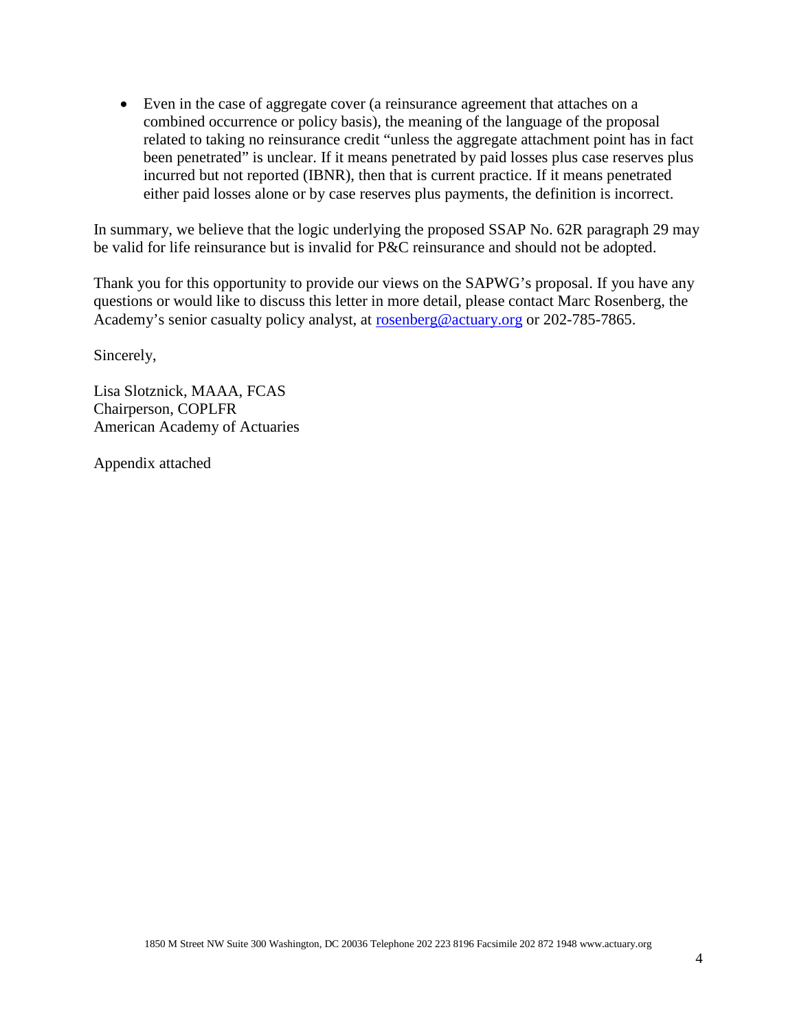- Even in the case of aggregate cover (a reinsurance agreement that attaches on a combined occurrence or policy basis), the meaning of the language of the proposal related to taking no reinsurance credit "unless the aggregate attachment point has in fact been penetrated" is unclear. If it means penetrated by paid losses plus case reserves plus incurred but not reported (IBNR), then that is current practice. If it means penetrated either paid losses alone or by case reserves plus payments, the definition is incorrect.

In summary, we believe that the logic underlying the proposed SSAP No. 62R paragraph 29 may be valid for life reinsurance but is invalid for P&C reinsurance and should not be adopted.

Thank you for this opportunity to provide our views on the SAPWG's proposal. If you have any questions or would like to discuss this letter in more detail, please contact Marc Rosenberg, the Academy's senior casualty policy analyst, at rosenberg@actuary.org or 202-785-7865.

Sincerely,

Lisa Slotznick, MAAA, FCAS
Chairperson, COPLFR
American Academy of Actuaries

Appendix attached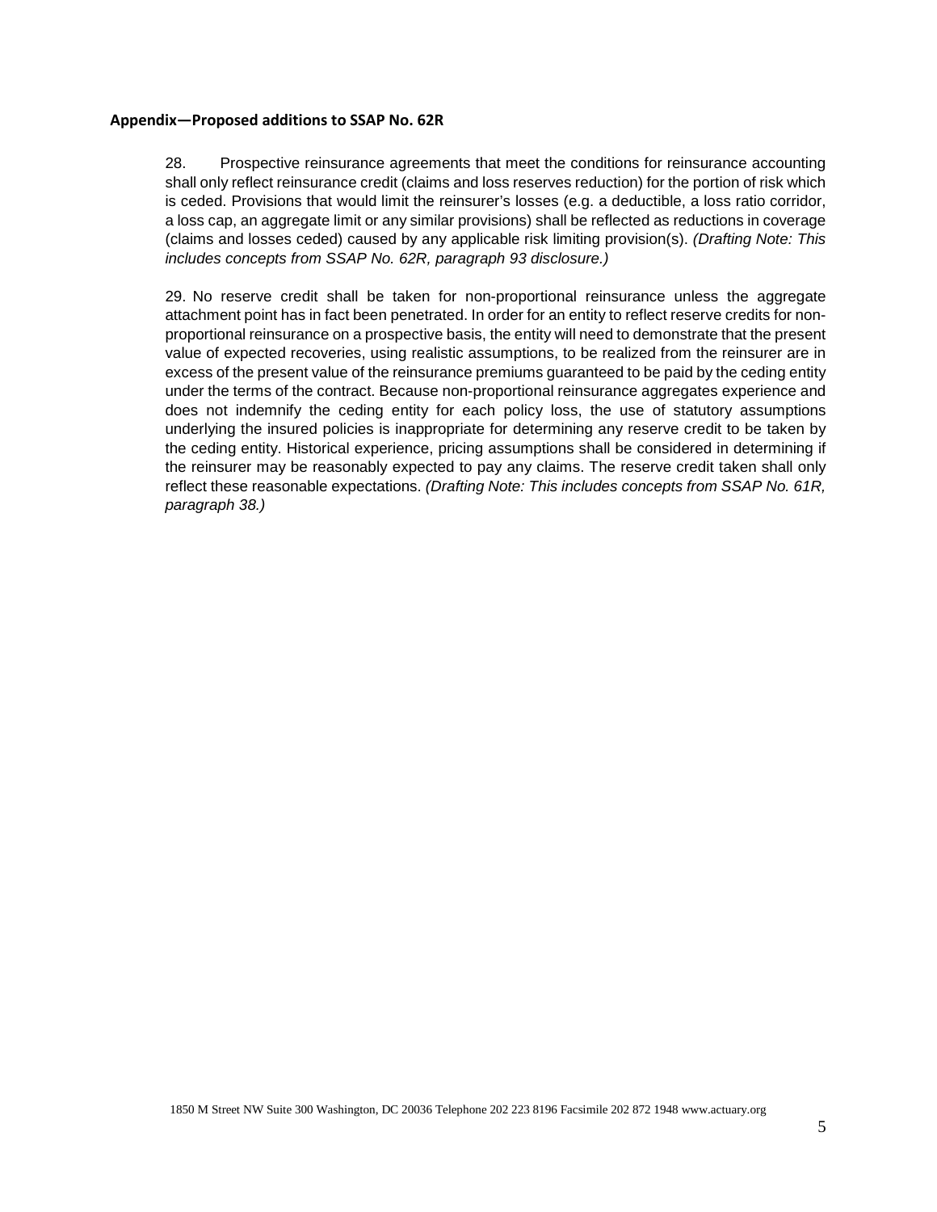**Appendix—Proposed additions to SSAP No. 62R**

28. Prospective reinsurance agreements that meet the conditions for reinsurance accounting shall only reflect reinsurance credit (claims and loss reserves reduction) for the portion of risk which is ceded. Provisions that would limit the reinsurer's losses (e.g. a deductible, a loss ratio corridor, a loss cap, an aggregate limit or any similar provisions) shall be reflected as reductions in coverage (claims and losses ceded) caused by any applicable risk limiting provision(s). *(Drafting Note: This includes concepts from SSAP No. 62R, paragraph 93 disclosure.)*

29. No reserve credit shall be taken for non-proportional reinsurance unless the aggregate attachment point has in fact been penetrated. In order for an entity to reflect reserve credits for non-proportional reinsurance on a prospective basis, the entity will need to demonstrate that the present value of expected recoveries, using realistic assumptions, to be realized from the reinsurer are in excess of the present value of the reinsurance premiums guaranteed to be paid by the ceding entity under the terms of the contract. Because non-proportional reinsurance aggregates experience and does not indemnify the ceding entity for each policy loss, the use of statutory assumptions underlying the insured policies is inappropriate for determining any reserve credit to be taken by the ceding entity. Historical experience, pricing assumptions shall be considered in determining if the reinsurer may be reasonably expected to pay any claims. The reserve credit taken shall only reflect these reasonable expectations. *(Drafting Note: This includes concepts from SSAP No. 61R, paragraph 38.)*